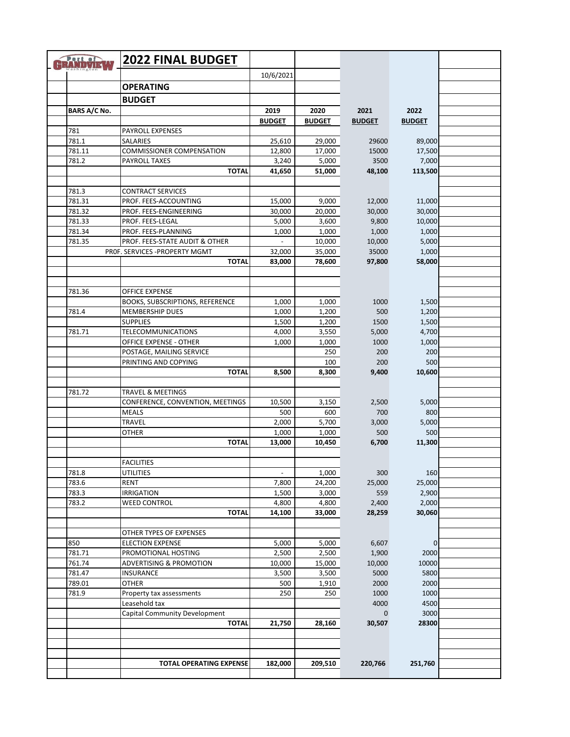# Port of Grandview

## 2022 FINAL BUDGET

10/6/2021

### OPERATING

### BUDGET

| BARS A/C No. | | 2019 BUDGET | 2020 BUDGET | 2021 BUDGET | 2022 BUDGET |
|---|---|---|---|---|---|
| 781 | PAYROLL EXPENSES | | | | |
| 781.1 | SALARIES | 25,610 | 29,000 | 29600 | 89,000 |
| 781.11 | COMMISSIONER COMPENSATION | 12,800 | 17,000 | 15000 | 17,500 |
| 781.2 | PAYROLL TAXES | 3,240 | 5,000 | 3500 | 7,000 |
| | **TOTAL** | **41,650** | **51,000** | **48,100** | **113,500** |
| | | | | | |
| 781.3 | CONTRACT SERVICES | | | | |
| 781.31 | PROF. FEES-ACCOUNTING | 15,000 | 9,000 | 12,000 | 11,000 |
| 781.32 | PROF. FEES-ENGINEERING | 30,000 | 20,000 | 30,000 | 30,000 |
| 781.33 | PROF. FEES-LEGAL | 5,000 | 3,600 | 9,800 | 10,000 |
| 781.34 | PROF. FEES-PLANNING | 1,000 | 1,000 | 1,000 | 1,000 |
| 781.35 | PROF. FEES-STATE AUDIT & OTHER | - | 10,000 | 10,000 | 5,000 |
| | PROF. SERVICES -PROPERTY MGMT | 32,000 | 35,000 | 35000 | 1,000 |
| | **TOTAL** | **83,000** | **78,600** | **97,800** | **58,000** |
| | | | | | |
| 781.36 | OFFICE EXPENSE | | | | |
| | BOOKS, SUBSCRIPTIONS, REFERENCE | 1,000 | 1,000 | 1000 | 1,500 |
| 781.4 | MEMBERSHIP DUES | 1,000 | 1,200 | 500 | 1,200 |
| | SUPPLIES | 1,500 | 1,200 | 1500 | 1,500 |
| 781.71 | TELECOMMUNICATIONS | 4,000 | 3,550 | 5,000 | 4,700 |
| | OFFICE EXPENSE - OTHER | 1,000 | 1,000 | 1000 | 1,000 |
| | POSTAGE, MAILING SERVICE | | 250 | 200 | 200 |
| | PRINTING AND COPYING | | 100 | 200 | 500 |
| | **TOTAL** | **8,500** | **8,300** | **9,400** | **10,600** |
| | | | | | |
| 781.72 | TRAVEL & MEETINGS | | | | |
| | CONFERENCE, CONVENTION, MEETINGS | 10,500 | 3,150 | 2,500 | 5,000 |
| | MEALS | 500 | 600 | 700 | 800 |
| | TRAVEL | 2,000 | 5,700 | 3,000 | 5,000 |
| | OTHER | 1,000 | 1,000 | 500 | 500 |
| | **TOTAL** | **13,000** | **10,450** | **6,700** | **11,300** |
| | | | | | |
| | FACILITIES | | | | |
| 781.8 | UTILITIES | - | 1,000 | 300 | 160 |
| 783.6 | RENT | 7,800 | 24,200 | 25,000 | 25,000 |
| 783.3 | IRRIGATION | 1,500 | 3,000 | 559 | 2,900 |
| 783.2 | WEED CONTROL | 4,800 | 4,800 | 2,400 | 2,000 |
| | **TOTAL** | **14,100** | **33,000** | **28,259** | **30,060** |
| | | | | | |
| | OTHER TYPES OF EXPENSES | | | | |
| 850 | ELECTION EXPENSE | 5,000 | 5,000 | 6,607 | 0 |
| 781.71 | PROMOTIONAL HOSTING | 2,500 | 2,500 | 1,900 | 2000 |
| 761.74 | ADVERTISING & PROMOTION | 10,000 | 15,000 | 10,000 | 10000 |
| 781.47 | INSURANCE | 3,500 | 3,500 | 5000 | 5800 |
| 789.01 | OTHER | 500 | 1,910 | 2000 | 2000 |
| 781.9 | Property tax assessments | 250 | 250 | 1000 | 1000 |
| | Leasehold tax | | | 4000 | 4500 |
| | Capital Community Development | | | 0 | 3000 |
| | **TOTAL** | **21,750** | **28,160** | **30,507** | **28300** |
| | | | | | |
| | **TOTAL OPERATING EXPENSE** | **182,000** | **209,510** | **220,766** | **251,760** |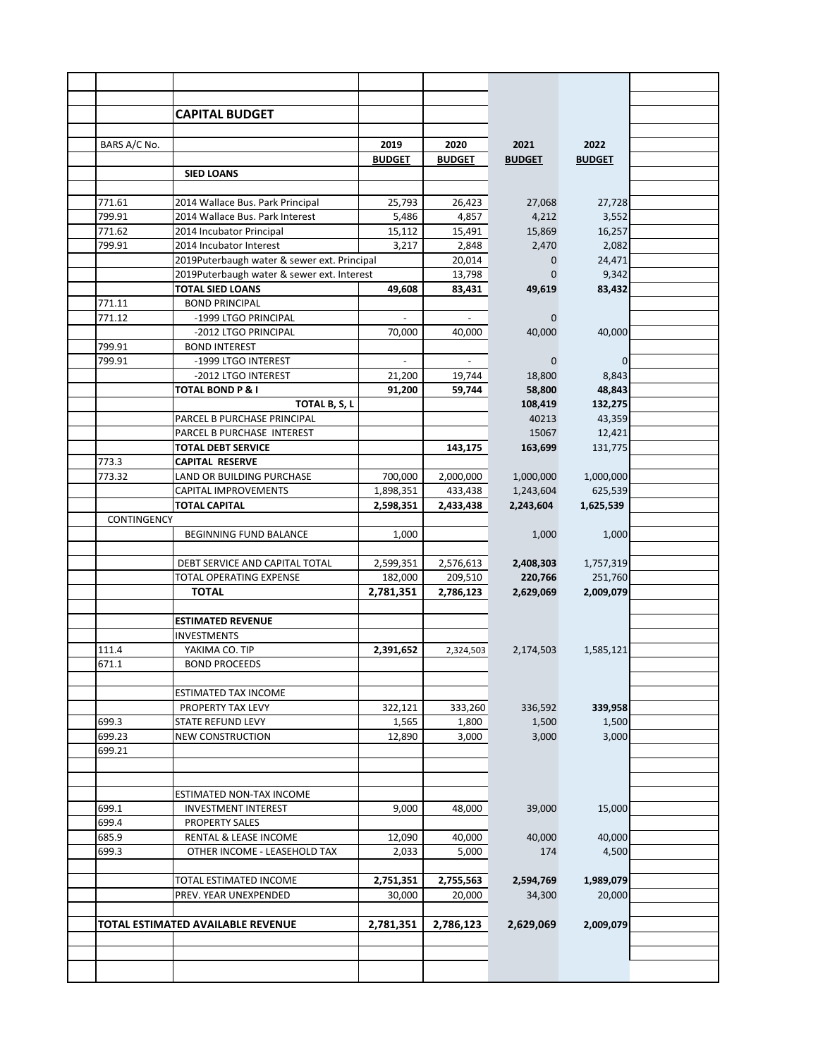## CAPITAL BUDGET

| BARS A/C No. | | 2019 BUDGET | 2020 BUDGET | 2021 BUDGET | 2022 BUDGET |
|---|---|---|---|---|---|
| | **SIED LOANS** | | | | |
| 771.61 | 2014 Wallace Bus. Park Principal | 25,793 | 26,423 | 27,068 | 27,728 |
| 799.91 | 2014 Wallace Bus. Park Interest | 5,486 | 4,857 | 4,212 | 3,552 |
| 771.62 | 2014 Incubator Principal | 15,112 | 15,491 | 15,869 | 16,257 |
| 799.91 | 2014 Incubator Interest | 3,217 | 2,848 | 2,470 | 2,082 |
| | 2019Puterbaugh water & sewer ext. Principal | | 20,014 | 0 | 24,471 |
| | 2019Puterbaugh water & sewer ext. Interest | | 13,798 | 0 | 9,342 |
| | **TOTAL SIED LOANS** | **49,608** | **83,431** | **49,619** | **83,432** |
| 771.11 | BOND PRINCIPAL | | | | |
| 771.12 | -1999 LTGO PRINCIPAL | - | - | 0 | |
| | -2012 LTGO PRINCIPAL | 70,000 | 40,000 | 40,000 | 40,000 |
| 799.91 | BOND INTEREST | | | | |
| 799.91 | -1999 LTGO INTEREST | - | - | 0 | 0 |
| | -2012 LTGO INTEREST | 21,200 | 19,744 | 18,800 | 8,843 |
| | **TOTAL BOND P & I** | **91,200** | **59,744** | **58,800** | **48,843** |
| | **TOTAL B, S, L** | | | **108,419** | **132,275** |
| | PARCEL B PURCHASE PRINCIPAL | | | 40213 | 43,359 |
| | PARCEL B PURCHASE INTEREST | | | 15067 | 12,421 |
| | **TOTAL DEBT SERVICE** | | **143,175** | **163,699** | 131,775 |
| 773.3 | **CAPITAL RESERVE** | | | | |
| 773.32 | LAND OR BUILDING PURCHASE | 700,000 | 2,000,000 | 1,000,000 | 1,000,000 |
| | CAPITAL IMPROVEMENTS | 1,898,351 | 433,438 | 1,243,604 | 625,539 |
| | **TOTAL CAPITAL** | **2,598,351** | **2,433,438** | **2,243,604** | **1,625,539** |
| CONTINGENCY | | | | | |
| | BEGINNING FUND BALANCE | 1,000 | | 1,000 | 1,000 |
| | | | | | |
| | DEBT SERVICE AND CAPITAL TOTAL | 2,599,351 | 2,576,613 | **2,408,303** | 1,757,319 |
| | TOTAL OPERATING EXPENSE | 182,000 | 209,510 | **220,766** | 251,760 |
| | **TOTAL** | **2,781,351** | **2,786,123** | **2,629,069** | **2,009,079** |
| | | | | | |
| | **ESTIMATED REVENUE** | | | | |
| | INVESTMENTS | | | | |
| 111.4 | YAKIMA CO. TIP | **2,391,652** | 2,324,503 | 2,174,503 | 1,585,121 |
| 671.1 | BOND PROCEEDS | | | | |
| | | | | | |
| | ESTIMATED TAX INCOME | | | | |
| | PROPERTY TAX LEVY | 322,121 | 333,260 | 336,592 | **339,958** |
| 699.3 | STATE REFUND LEVY | 1,565 | 1,800 | 1,500 | 1,500 |
| 699.23 | NEW CONSTRUCTION | 12,890 | 3,000 | 3,000 | 3,000 |
| 699.21 | | | | | |
| | | | | | |
| | ESTIMATED NON-TAX INCOME | | | | |
| 699.1 | INVESTMENT INTEREST | 9,000 | 48,000 | 39,000 | 15,000 |
| 699.4 | PROPERTY SALES | | | | |
| 685.9 | RENTAL & LEASE INCOME | 12,090 | 40,000 | 40,000 | 40,000 |
| 699.3 | OTHER INCOME - LEASEHOLD TAX | 2,033 | 5,000 | 174 | 4,500 |
| | | | | | |
| | TOTAL ESTIMATED INCOME | **2,751,351** | **2,755,563** | **2,594,769** | **1,989,079** |
| | PREV. YEAR UNEXPENDED | 30,000 | 20,000 | 34,300 | 20,000 |
| | | | | | |
| **TOTAL ESTIMATED AVAILABLE REVENUE** | | **2,781,351** | **2,786,123** | **2,629,069** | **2,009,079** |